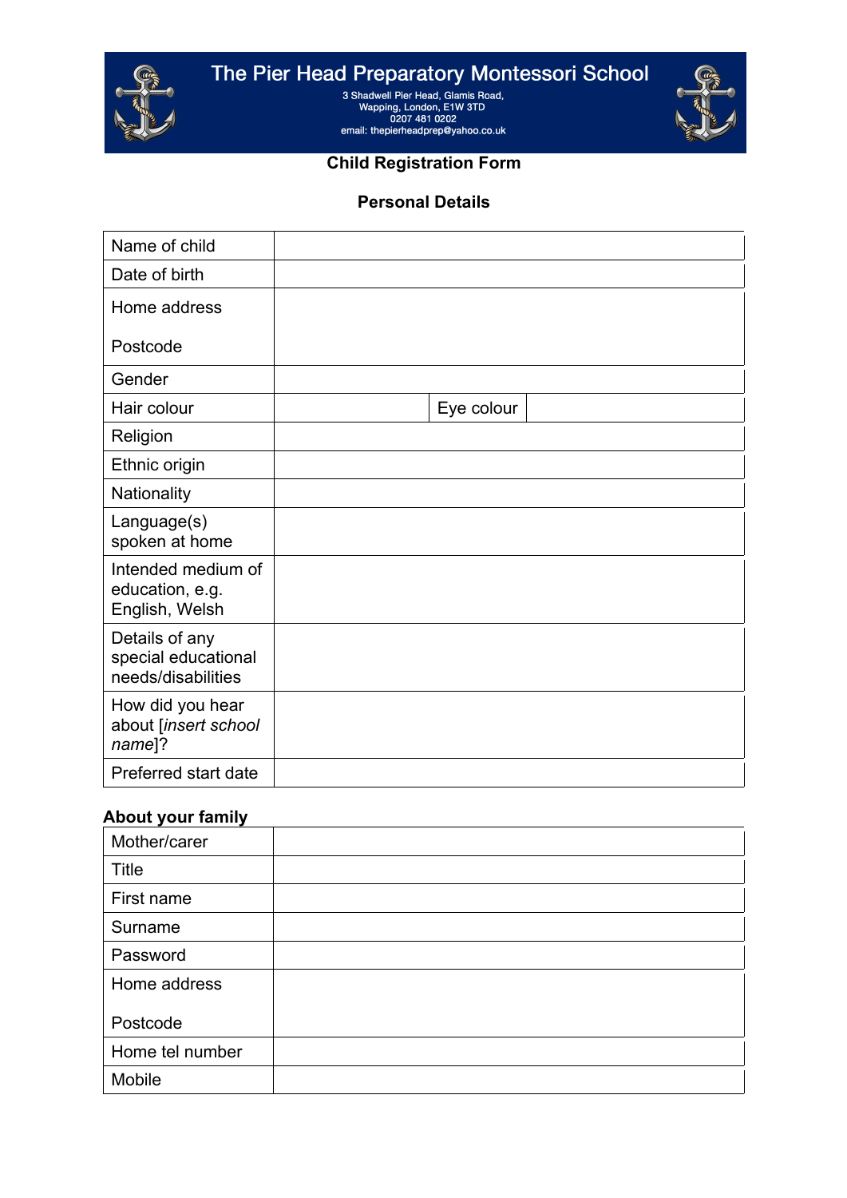# The Pier Head Preparatory Montessori School

3 Shadwell Pier Head, Glamis Road,
Wapping, London, E1W 3TD
0207 481 0202
email: thepierheadprep@yahoo.co.uk

## Child Registration Form

### Personal Details

| Name of child | | | |
|---|---|---|---|
| Date of birth | | | |
| Home address<br><br>Postcode | | | |
| Gender | | | |
| Hair colour | | Eye colour | |
| Religion | | | |
| Ethnic origin | | | |
| Nationality | | | |
| Language(s) spoken at home | | | |
| Intended medium of education, e.g. English, Welsh | | | |
| Details of any special educational needs/disabilities | | | |
| How did you hear about [*insert school name*]? | | | |
| Preferred start date | | | |

**About your family**

| Mother/carer | |
|---|---|
| Title | |
| First name | |
| Surname | |
| Password | |
| Home address<br><br>Postcode | |
| Home tel number | |
| Mobile | |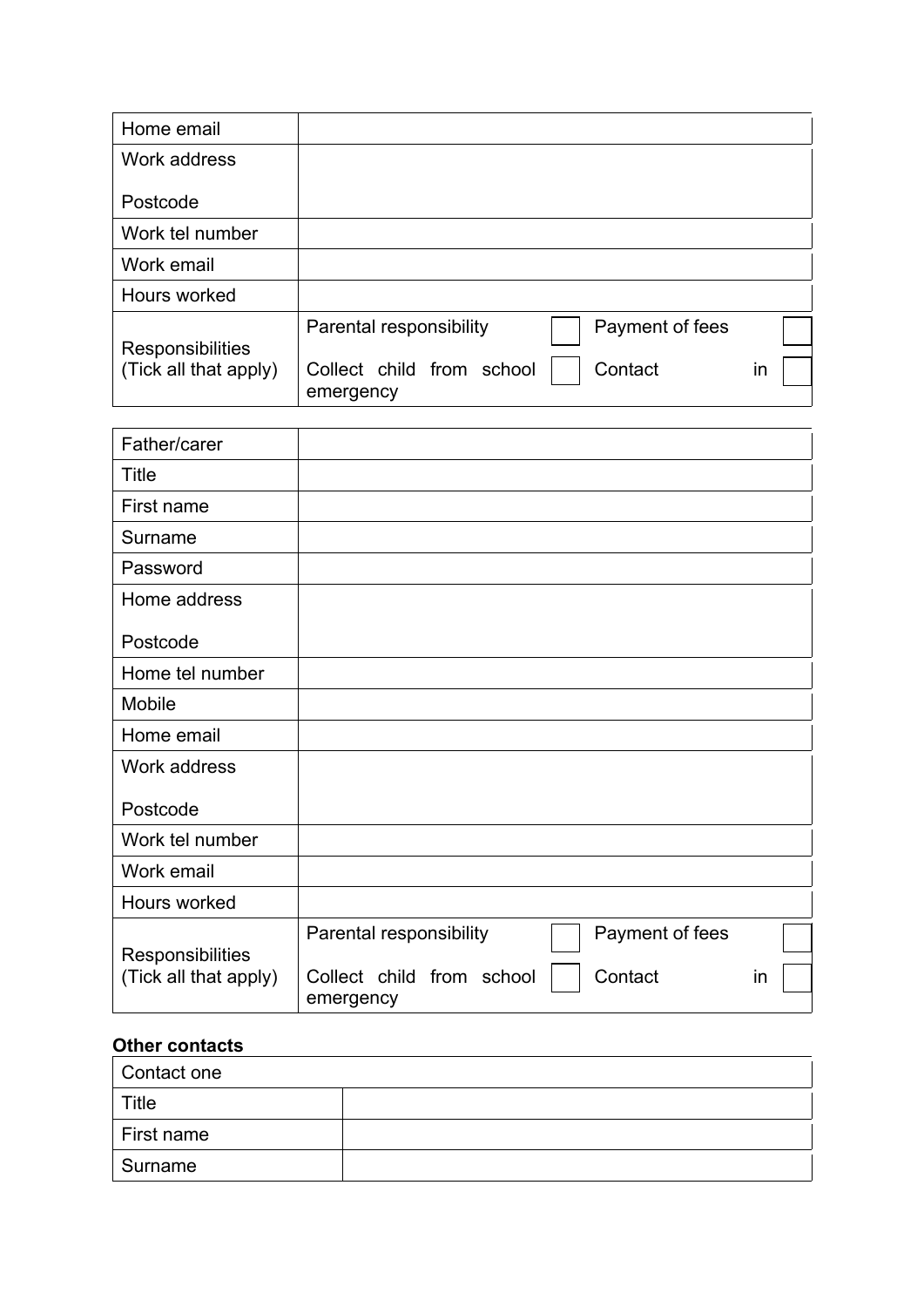| Home email | |
| --- | --- |
| Work address<br><br>Postcode | |
| Work tel number | |
| Work email | |
| Hours worked | |
| Responsibilities (Tick all that apply) | Parental responsibility ☐ Payment of fees ☐<br>Collect child from school ☐ Contact in emergency ☐ |

| Father/carer | |
| --- | --- |
| Title | |
| First name | |
| Surname | |
| Password | |
| Home address<br><br>Postcode | |
| Home tel number | |
| Mobile | |
| Home email | |
| Work address<br><br>Postcode | |
| Work tel number | |
| Work email | |
| Hours worked | |
| Responsibilities (Tick all that apply) | Parental responsibility ☐ Payment of fees ☐<br>Collect child from school ☐ Contact in emergency ☐ |

**Other contacts**

| Contact one | |
| --- | --- |
| Title | |
| First name | |
| Surname | |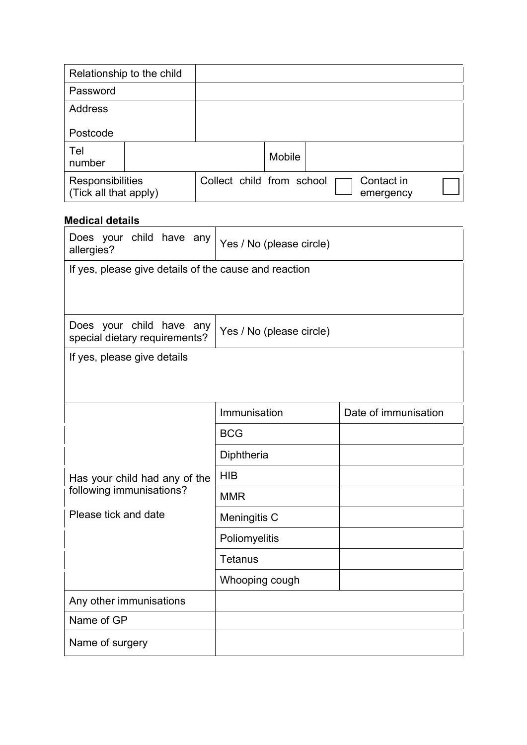| Relationship to the child | | | |
|---|---|---|---|
| Password | | | |
| Address<br><br>Postcode | | | |
| Tel number | | Mobile | |
| Responsibilities (Tick all that apply) | Collect child from school ☐ | Contact in emergency ☐ | |

**Medical details**

| Does your child have any allergies? | Yes / No (please circle) |
|---|---|
| If yes, please give details of the cause and reaction | |
| Does your child have any special dietary requirements? | Yes / No (please circle) |
| If yes, please give details | |

| Has your child had any of the following immunisations?<br><br>Please tick and date | Immunisation | Date of immunisation |
|---|---|---|
| | BCG | |
| | Diphtheria | |
| | HIB | |
| | MMR | |
| | Meningitis C | |
| | Poliomyelitis | |
| | Tetanus | |
| | Whooping cough | |
| Any other immunisations | | |
| Name of GP | | |
| Name of surgery | | |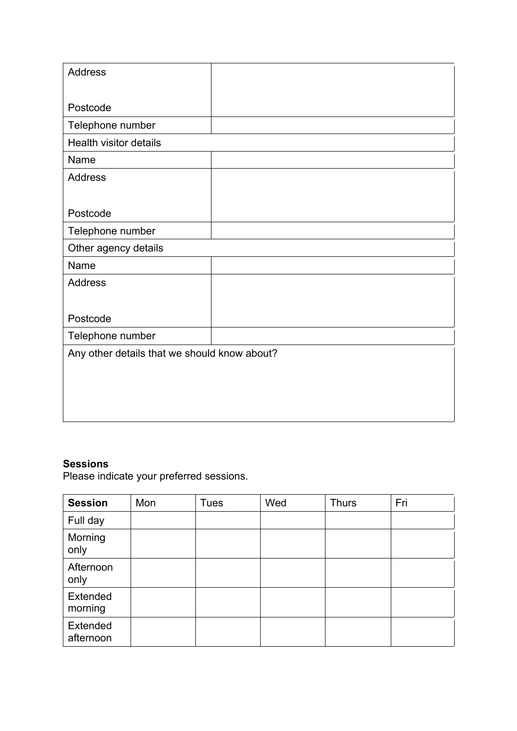| | |
|---|---|
| Address<br><br>Postcode | |
| Telephone number | |
| Health visitor details | |
| Name | |
| Address<br><br>Postcode | |
| Telephone number | |
| Other agency details | |
| Name | |
| Address<br><br>Postcode | |
| Telephone number | |
| Any other details that we should know about? | |

**Sessions**
Please indicate your preferred sessions.

| **Session** | Mon | Tues | Wed | Thurs | Fri |
|---|---|---|---|---|---|
| Full day | | | | | |
| Morning only | | | | | |
| Afternoon only | | | | | |
| Extended morning | | | | | |
| Extended afternoon | | | | | |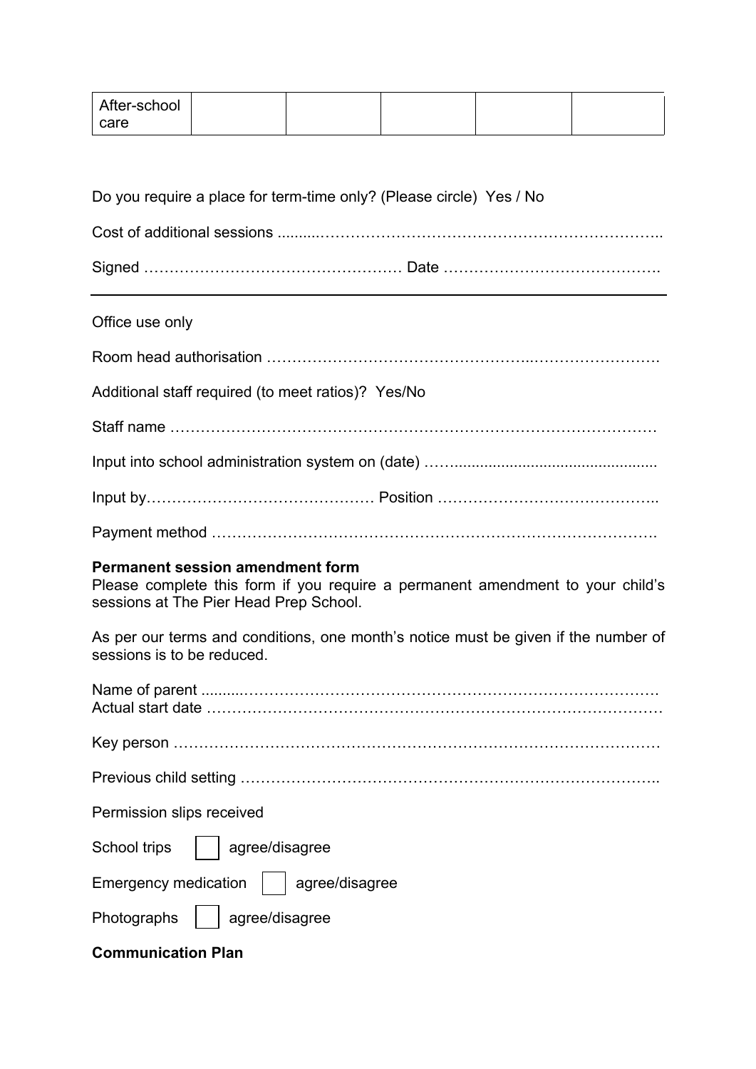| After-school care | | | | | |
|---|---|---|---|---|---|

Do you require a place for term-time only? (Please circle)  Yes / No

Cost of additional sessions ..........…………………………………………………………..

Signed …………………………………………… Date …………………………………….

---

Office use only

Room head authorisation …………………………………………..…………………….

Additional staff required (to meet ratios)?  Yes/No

Staff name …………………………………………………………………………………

Input into school administration system on (date) ……..................................................

Input by……………………………………… Position ……………………………………..

Payment method ………………………………………………………………………….

**Permanent session amendment form**

Please complete this form if you require a permanent amendment to your child's sessions at The Pier Head Prep School.

As per our terms and conditions, one month's notice must be given if the number of sessions is to be reduced.

Name of parent ..........………………………………………………………………………
Actual start date …………………………………………………………………………

Key person …………………………………………………………………………………

Previous child setting ……………………………………………………………………..

Permission slips received

School trips ☐ agree/disagree

Emergency medication ☐ agree/disagree

Photographs ☐ agree/disagree

**Communication Plan**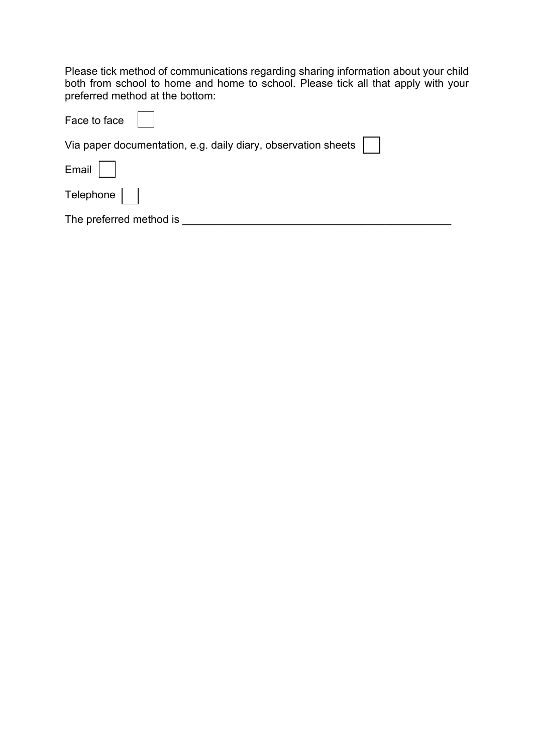Please tick method of communications regarding sharing information about your child both from school to home and home to school. Please tick all that apply with your preferred method at the bottom:

Face to face ☐

Via paper documentation, e.g. daily diary, observation sheets ☐

Email ☐

Telephone ☐

The preferred method is _______________________________________________